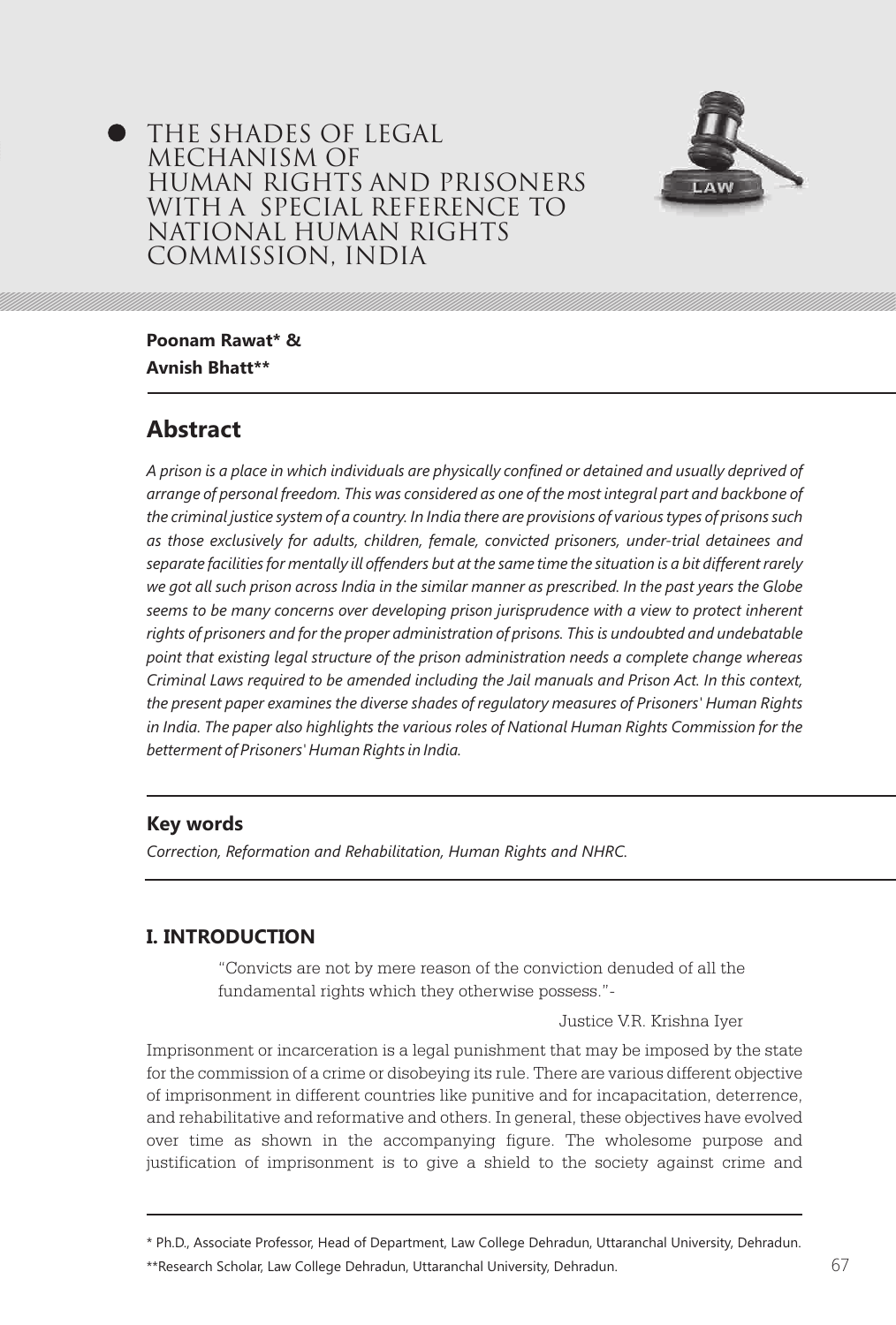# THE SHADES OF LEGAL MECHANISM OF HUMAN RIGHTS AND PRISONERS WITH A SPECIAL REFERENCE TO NATIONAL HUMAN RIGHTS COMMISSION, INDIA

**Poonam Rawat\* &**
**Avnish Bhatt\*\***

## Abstract

*A prison is a place in which individuals are physically confined or detained and usually deprived of arrange of personal freedom. This was considered as one of the most integral part and backbone of the criminal justice system of a country. In India there are provisions of various types of prisons such as those exclusively for adults, children, female, convicted prisoners, under-trial detainees and separate facilities for mentally ill offenders but at the same time the situation is a bit different rarely we got all such prison across India in the similar manner as prescribed. In the past years the Globe seems to be many concerns over developing prison jurisprudence with a view to protect inherent rights of prisoners and for the proper administration of prisons. This is undoubted and undebatable point that existing legal structure of the prison administration needs a complete change whereas Criminal Laws required to be amended including the Jail manuals and Prison Act. In this context, the present paper examines the diverse shades of regulatory measures of Prisoners' Human Rights in India. The paper also highlights the various roles of National Human Rights Commission for the betterment of Prisoners' Human Rights in India.*

### Key words

*Correction, Reformation and Rehabilitation, Human Rights and NHRC.*

## I. INTRODUCTION

> "Convicts are not by mere reason of the conviction denuded of all the fundamental rights which they otherwise possess."-
>
> Justice V.R. Krishna Iyer

Imprisonment or incarceration is a legal punishment that may be imposed by the state for the commission of a crime or disobeying its rule. There are various different objective of imprisonment in different countries like punitive and for incapacitation, deterrence, and rehabilitative and reformative and others. In general, these objectives have evolved over time as shown in the accompanying figure. The wholesome purpose and justification of imprisonment is to give a shield to the society against crime and

\* Ph.D., Associate Professor, Head of Department, Law College Dehradun, Uttaranchal University, Dehradun.

\*\*Research Scholar, Law College Dehradun, Uttaranchal University, Dehradun.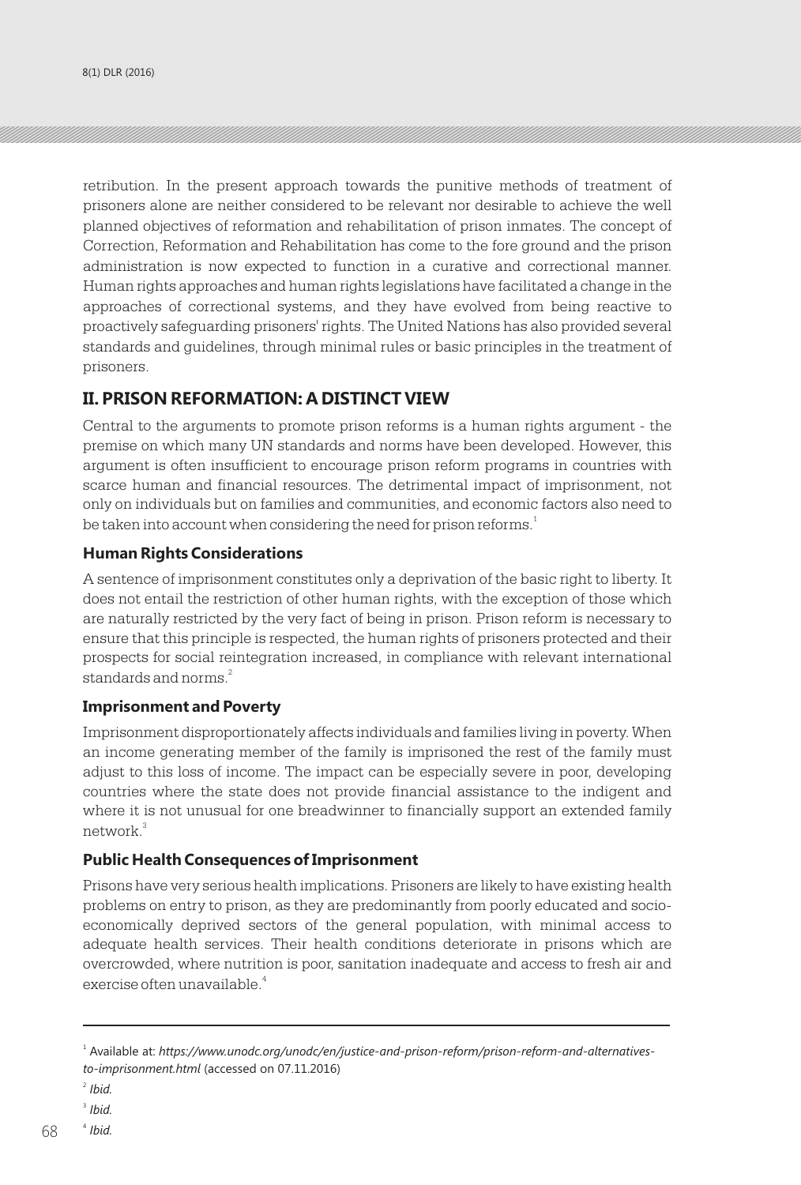retribution. In the present approach towards the punitive methods of treatment of prisoners alone are neither considered to be relevant nor desirable to achieve the well planned objectives of reformation and rehabilitation of prison inmates. The concept of Correction, Reformation and Rehabilitation has come to the fore ground and the prison administration is now expected to function in a curative and correctional manner. Human rights approaches and human rights legislations have facilitated a change in the approaches of correctional systems, and they have evolved from being reactive to proactively safeguarding prisoners' rights. The United Nations has also provided several standards and guidelines, through minimal rules or basic principles in the treatment of prisoners.

## II. PRISON REFORMATION: A DISTINCT VIEW

Central to the arguments to promote prison reforms is a human rights argument - the premise on which many UN standards and norms have been developed. However, this argument is often insufficient to encourage prison reform programs in countries with scarce human and financial resources. The detrimental impact of imprisonment, not only on individuals but on families and communities, and economic factors also need to be taken into account when considering the need for prison reforms.[1]

### Human Rights Considerations

A sentence of imprisonment constitutes only a deprivation of the basic right to liberty. It does not entail the restriction of other human rights, with the exception of those which are naturally restricted by the very fact of being in prison. Prison reform is necessary to ensure that this principle is respected, the human rights of prisoners protected and their prospects for social reintegration increased, in compliance with relevant international standards and norms.[2]

### Imprisonment and Poverty

Imprisonment disproportionately affects individuals and families living in poverty. When an income generating member of the family is imprisoned the rest of the family must adjust to this loss of income. The impact can be especially severe in poor, developing countries where the state does not provide financial assistance to the indigent and where it is not unusual for one breadwinner to financially support an extended family network.[3]

### Public Health Consequences of Imprisonment

Prisons have very serious health implications. Prisoners are likely to have existing health problems on entry to prison, as they are predominantly from poorly educated and socio-economically deprived sectors of the general population, with minimal access to adequate health services. Their health conditions deteriorate in prisons which are overcrowded, where nutrition is poor, sanitation inadequate and access to fresh air and exercise often unavailable.[4]

---

[1] Available at: *https://www.unodc.org/unodc/en/justice-and-prison-reform/prison-reform-and-alternatives-to-imprisonment.html* (accessed on 07.11.2016)

[2] *Ibid.*

[3] *Ibid.*

[4] *Ibid.*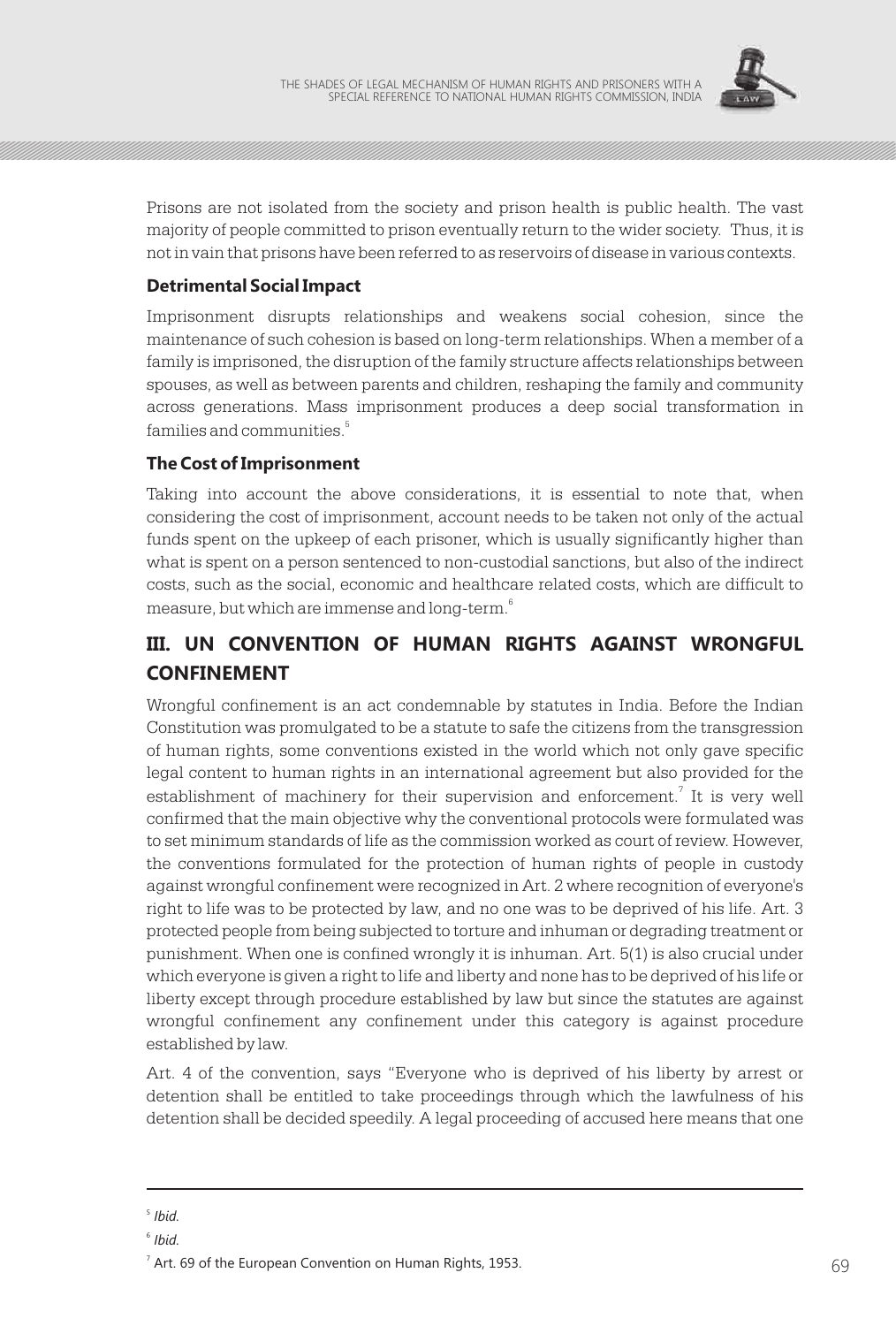Prisons are not isolated from the society and prison health is public health. The vast majority of people committed to prison eventually return to the wider society. Thus, it is not in vain that prisons have been referred to as reservoirs of disease in various contexts.

### Detrimental Social Impact

Imprisonment disrupts relationships and weakens social cohesion, since the maintenance of such cohesion is based on long-term relationships. When a member of a family is imprisoned, the disruption of the family structure affects relationships between spouses, as well as between parents and children, reshaping the family and community across generations. Mass imprisonment produces a deep social transformation in families and communities.[5]

### The Cost of Imprisonment

Taking into account the above considerations, it is essential to note that, when considering the cost of imprisonment, account needs to be taken not only of the actual funds spent on the upkeep of each prisoner, which is usually significantly higher than what is spent on a person sentenced to non-custodial sanctions, but also of the indirect costs, such as the social, economic and healthcare related costs, which are difficult to measure, but which are immense and long-term.[6]

## III. UN CONVENTION OF HUMAN RIGHTS AGAINST WRONGFUL CONFINEMENT

Wrongful confinement is an act condemnable by statutes in India. Before the Indian Constitution was promulgated to be a statute to safe the citizens from the transgression of human rights, some conventions existed in the world which not only gave specific legal content to human rights in an international agreement but also provided for the establishment of machinery for their supervision and enforcement.[7] It is very well confirmed that the main objective why the conventional protocols were formulated was to set minimum standards of life as the commission worked as court of review. However, the conventions formulated for the protection of human rights of people in custody against wrongful confinement were recognized in Art. 2 where recognition of everyone's right to life was to be protected by law, and no one was to be deprived of his life. Art. 3 protected people from being subjected to torture and inhuman or degrading treatment or punishment. When one is confined wrongly it is inhuman. Art. 5(1) is also crucial under which everyone is given a right to life and liberty and none has to be deprived of his life or liberty except through procedure established by law but since the statutes are against wrongful confinement any confinement under this category is against procedure established by law.

Art. 4 of the convention, says "Everyone who is deprived of his liberty by arrest or detention shall be entitled to take proceedings through which the lawfulness of his detention shall be decided speedily. A legal proceeding of accused here means that one

---

[5] *Ibid.*

[6] *Ibid.*

[7] Art. 69 of the European Convention on Human Rights, 1953.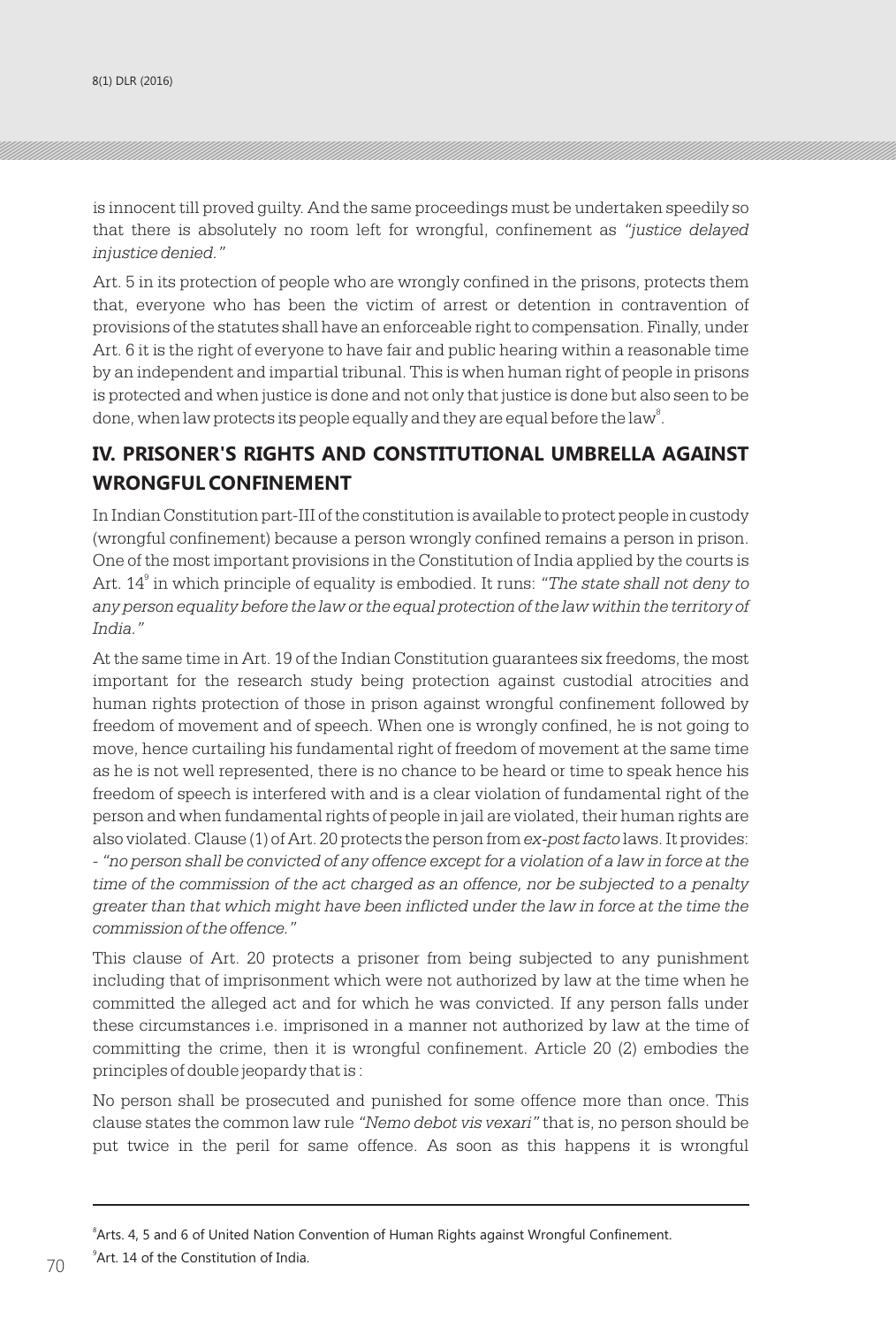is innocent till proved guilty. And the same proceedings must be undertaken speedily so that there is absolutely no room left for wrongful, confinement as *"justice delayed injustice denied."*

Art. 5 in its protection of people who are wrongly confined in the prisons, protects them that, everyone who has been the victim of arrest or detention in contravention of provisions of the statutes shall have an enforceable right to compensation. Finally, under Art. 6 it is the right of everyone to have fair and public hearing within a reasonable time by an independent and impartial tribunal. This is when human right of people in prisons is protected and when justice is done and not only that justice is done but also seen to be done, when law protects its people equally and they are equal before the law[8].

## IV. PRISONER'S RIGHTS AND CONSTITUTIONAL UMBRELLA AGAINST WRONGFUL CONFINEMENT

In Indian Constitution part-III of the constitution is available to protect people in custody (wrongful confinement) because a person wrongly confined remains a person in prison. One of the most important provisions in the Constitution of India applied by the courts is Art. 14[9] in which principle of equality is embodied. It runs: *"The state shall not deny to any person equality before the law or the equal protection of the law within the territory of India."*

At the same time in Art. 19 of the Indian Constitution guarantees six freedoms, the most important for the research study being protection against custodial atrocities and human rights protection of those in prison against wrongful confinement followed by freedom of movement and of speech. When one is wrongly confined, he is not going to move, hence curtailing his fundamental right of freedom of movement at the same time as he is not well represented, there is no chance to be heard or time to speak hence his freedom of speech is interfered with and is a clear violation of fundamental right of the person and when fundamental rights of people in jail are violated, their human rights are also violated. Clause (1) of Art. 20 protects the person from *ex-post facto* laws. It provides: - *"no person shall be convicted of any offence except for a violation of a law in force at the time of the commission of the act charged as an offence, nor be subjected to a penalty greater than that which might have been inflicted under the law in force at the time the commission of the offence."*

This clause of Art. 20 protects a prisoner from being subjected to any punishment including that of imprisonment which were not authorized by law at the time when he committed the alleged act and for which he was convicted. If any person falls under these circumstances i.e. imprisoned in a manner not authorized by law at the time of committing the crime, then it is wrongful confinement. Article 20 (2) embodies the principles of double jeopardy that is :

No person shall be prosecuted and punished for some offence more than once. This clause states the common law rule *"Nemo debot vis vexari"* that is, no person should be put twice in the peril for same offence. As soon as this happens it is wrongful

---

[8] Arts. 4, 5 and 6 of United Nation Convention of Human Rights against Wrongful Confinement.

[9] Art. 14 of the Constitution of India.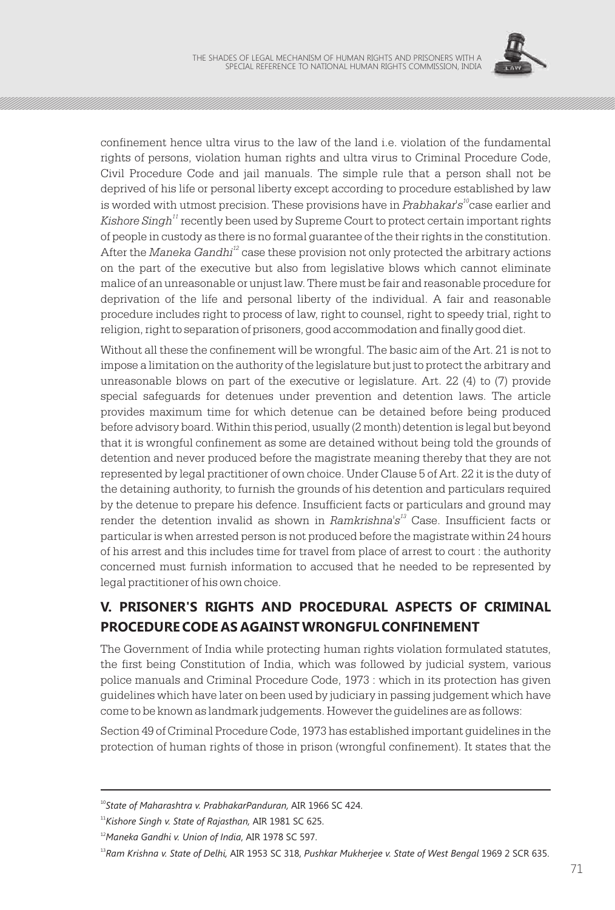confinement hence ultra virus to the law of the land i.e. violation of the fundamental rights of persons, violation human rights and ultra virus to Criminal Procedure Code, Civil Procedure Code and jail manuals. The simple rule that a person shall not be deprived of his life or personal liberty except according to procedure established by law is worded with utmost precision. These provisions have in *Prabhakar's*[10] case earlier and *Kishore Singh*[11] recently been used by Supreme Court to protect certain important rights of people in custody as there is no formal guarantee of the their rights in the constitution. After the *Maneka Gandhi*[12] case these provision not only protected the arbitrary actions on the part of the executive but also from legislative blows which cannot eliminate malice of an unreasonable or unjust law. There must be fair and reasonable procedure for deprivation of the life and personal liberty of the individual. A fair and reasonable procedure includes right to process of law, right to counsel, right to speedy trial, right to religion, right to separation of prisoners, good accommodation and finally good diet.

Without all these the confinement will be wrongful. The basic aim of the Art. 21 is not to impose a limitation on the authority of the legislature but just to protect the arbitrary and unreasonable blows on part of the executive or legislature. Art. 22 (4) to (7) provide special safeguards for detenues under prevention and detention laws. The article provides maximum time for which detenue can be detained before being produced before advisory board. Within this period, usually (2 month) detention is legal but beyond that it is wrongful confinement as some are detained without being told the grounds of detention and never produced before the magistrate meaning thereby that they are not represented by legal practitioner of own choice. Under Clause 5 of Art. 22 it is the duty of the detaining authority, to furnish the grounds of his detention and particulars required by the detenue to prepare his defence. Insufficient facts or particulars and ground may render the detention invalid as shown in *Ramkrishna's*[13] Case. Insufficient facts or particular is when arrested person is not produced before the magistrate within 24 hours of his arrest and this includes time for travel from place of arrest to court : the authority concerned must furnish information to accused that he needed to be represented by legal practitioner of his own choice.

## V. PRISONER'S RIGHTS AND PROCEDURAL ASPECTS OF CRIMINAL PROCEDURE CODE AS AGAINST WRONGFUL CONFINEMENT

The Government of India while protecting human rights violation formulated statutes, the first being Constitution of India, which was followed by judicial system, various police manuals and Criminal Procedure Code, 1973 : which in its protection has given guidelines which have later on been used by judiciary in passing judgement which have come to be known as landmark judgements. However the guidelines are as follows:

Section 49 of Criminal Procedure Code, 1973 has established important guidelines in the protection of human rights of those in prison (wrongful confinement). It states that the

---

[10] *State of Maharashtra v. PrabhakarPanduran,* AIR 1966 SC 424.

[11] *Kishore Singh v. State of Rajasthan,* AIR 1981 SC 625.

[12] *Maneka Gandhi v. Union of India*, AIR 1978 SC 597.

[13] *Ram Krishna v. State of Delhi,* AIR 1953 SC 318, *Pushkar Mukherjee v. State of West Bengal* 1969 2 SCR 635.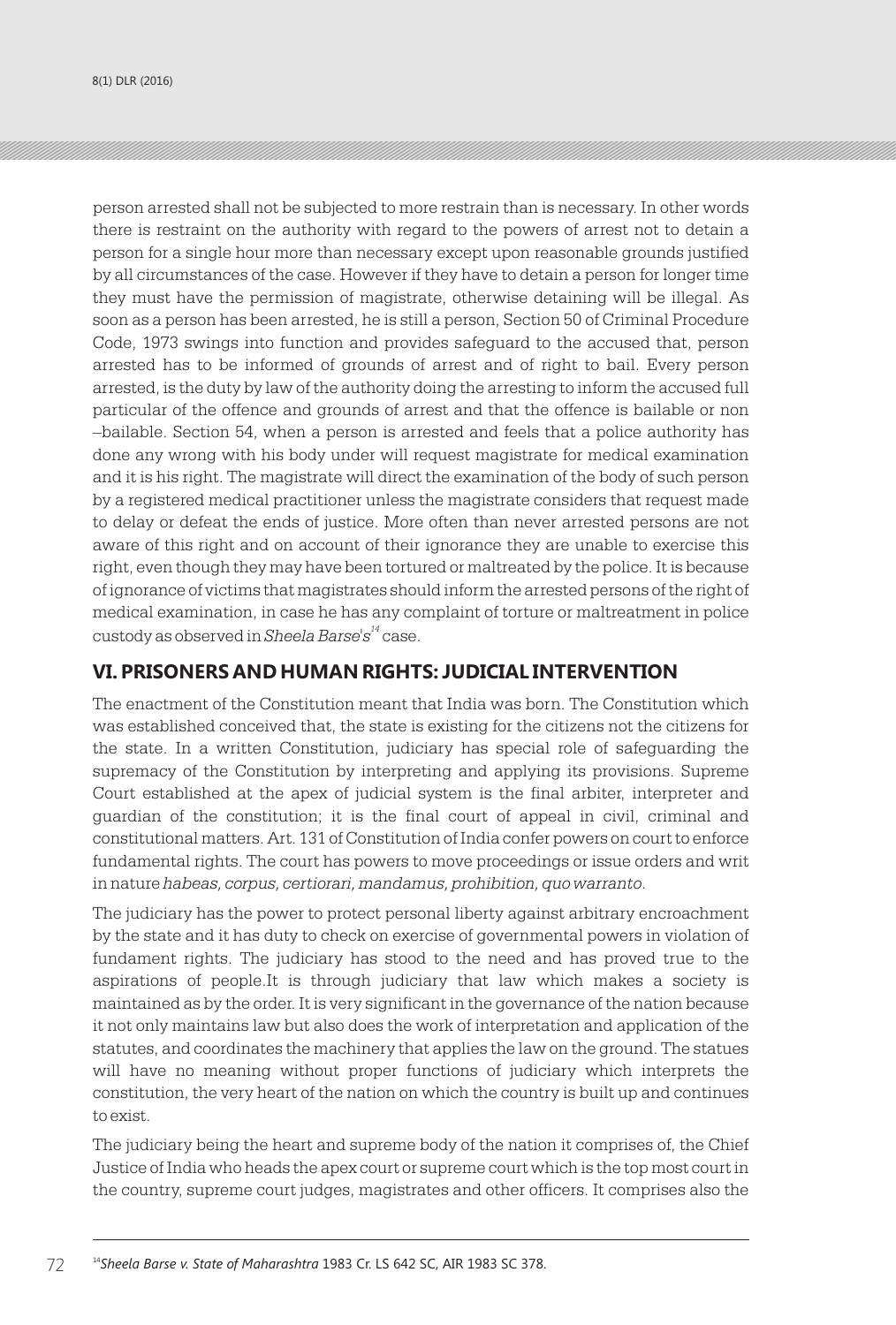person arrested shall not be subjected to more restrain than is necessary. In other words there is restraint on the authority with regard to the powers of arrest not to detain a person for a single hour more than necessary except upon reasonable grounds justified by all circumstances of the case. However if they have to detain a person for longer time they must have the permission of magistrate, otherwise detaining will be illegal. As soon as a person has been arrested, he is still a person, Section 50 of Criminal Procedure Code, 1973 swings into function and provides safeguard to the accused that, person arrested has to be informed of grounds of arrest and of right to bail. Every person arrested, is the duty by law of the authority doing the arresting to inform the accused full particular of the offence and grounds of arrest and that the offence is bailable or non –bailable. Section 54, when a person is arrested and feels that a police authority has done any wrong with his body under will request magistrate for medical examination and it is his right. The magistrate will direct the examination of the body of such person by a registered medical practitioner unless the magistrate considers that request made to delay or defeat the ends of justice. More often than never arrested persons are not aware of this right and on account of their ignorance they are unable to exercise this right, even though they may have been tortured or maltreated by the police. It is because of ignorance of victims that magistrates should inform the arrested persons of the right of medical examination, in case he has any complaint of torture or maltreatment in police custody as observed in *Sheela Barse's*[14] case.

## VI. PRISONERS AND HUMAN RIGHTS: JUDICIAL INTERVENTION

The enactment of the Constitution meant that India was born. The Constitution which was established conceived that, the state is existing for the citizens not the citizens for the state. In a written Constitution, judiciary has special role of safeguarding the supremacy of the Constitution by interpreting and applying its provisions. Supreme Court established at the apex of judicial system is the final arbiter, interpreter and guardian of the constitution; it is the final court of appeal in civil, criminal and constitutional matters. Art. 131 of Constitution of India confer powers on court to enforce fundamental rights. The court has powers to move proceedings or issue orders and writ in nature *habeas, corpus, certiorari, mandamus, prohibition, quo warranto*.

The judiciary has the power to protect personal liberty against arbitrary encroachment by the state and it has duty to check on exercise of governmental powers in violation of fundament rights. The judiciary has stood to the need and has proved true to the aspirations of people.It is through judiciary that law which makes a society is maintained as by the order. It is very significant in the governance of the nation because it not only maintains law but also does the work of interpretation and application of the statutes, and coordinates the machinery that applies the law on the ground. The statues will have no meaning without proper functions of judiciary which interprets the constitution, the very heart of the nation on which the country is built up and continues to exist.

The judiciary being the heart and supreme body of the nation it comprises of, the Chief Justice of India who heads the apex court or supreme court which is the top most court in the country, supreme court judges, magistrates and other officers. It comprises also the

[14] *Sheela Barse v. State of Maharashtra* 1983 Cr. LS 642 SC, AIR 1983 SC 378.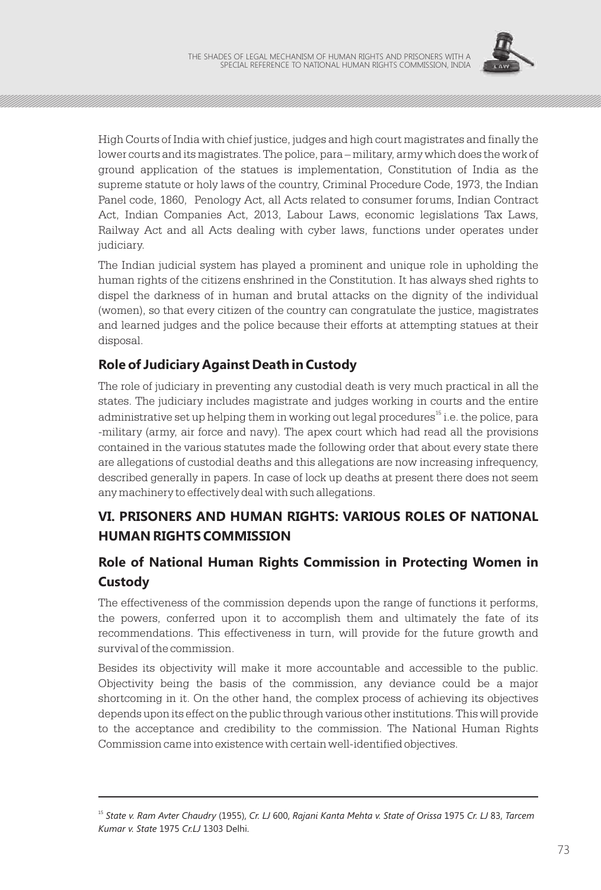High Courts of India with chief justice, judges and high court magistrates and finally the lower courts and its magistrates. The police, para – military, army which does the work of ground application of the statues is implementation, Constitution of India as the supreme statute or holy laws of the country, Criminal Procedure Code, 1973, the Indian Panel code, 1860, Penology Act, all Acts related to consumer forums, Indian Contract Act, Indian Companies Act, 2013, Labour Laws, economic legislations Tax Laws, Railway Act and all Acts dealing with cyber laws, functions under operates under judiciary.

The Indian judicial system has played a prominent and unique role in upholding the human rights of the citizens enshrined in the Constitution. It has always shed rights to dispel the darkness of in human and brutal attacks on the dignity of the individual (women), so that every citizen of the country can congratulate the justice, magistrates and learned judges and the police because their efforts at attempting statues at their disposal.

### Role of Judiciary Against Death in Custody

The role of judiciary in preventing any custodial death is very much practical in all the states. The judiciary includes magistrate and judges working in courts and the entire administrative set up helping them in working out legal procedures[15] i.e. the police, para -military (army, air force and navy). The apex court which had read all the provisions contained in the various statutes made the following order that about every state there are allegations of custodial deaths and this allegations are now increasing infrequency, described generally in papers. In case of lock up deaths at present there does not seem any machinery to effectively deal with such allegations.

## VI. PRISONERS AND HUMAN RIGHTS: VARIOUS ROLES OF NATIONAL HUMAN RIGHTS COMMISSION

### Role of National Human Rights Commission in Protecting Women in Custody

The effectiveness of the commission depends upon the range of functions it performs, the powers, conferred upon it to accomplish them and ultimately the fate of its recommendations. This effectiveness in turn, will provide for the future growth and survival of the commission.

Besides its objectivity will make it more accountable and accessible to the public. Objectivity being the basis of the commission, any deviance could be a major shortcoming in it. On the other hand, the complex process of achieving its objectives depends upon its effect on the public through various other institutions. This will provide to the acceptance and credibility to the commission. The National Human Rights Commission came into existence with certain well-identified objectives.

---

[15] *State v. Ram Avter Chaudry* (1955), *Cr. LJ* 600, *Rajani Kanta Mehta v. State of Orissa* 1975 *Cr. LJ* 83, *Tarcem Kumar v. State* 1975 *Cr.LJ* 1303 Delhi.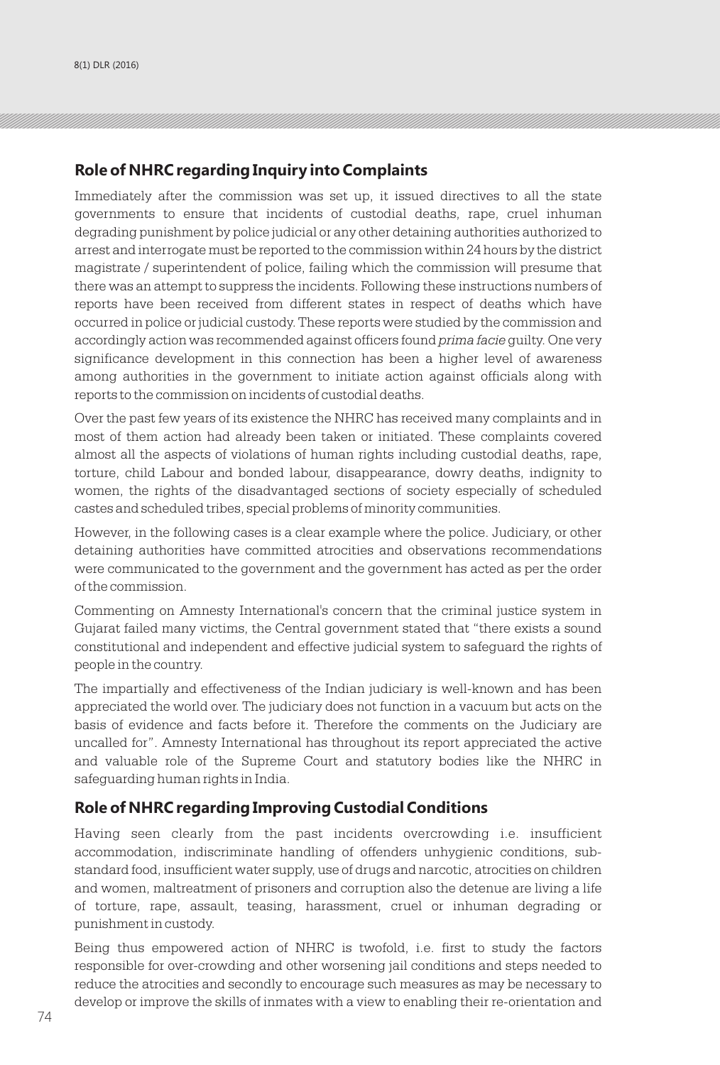## Role of NHRC regarding Inquiry into Complaints

Immediately after the commission was set up, it issued directives to all the state governments to ensure that incidents of custodial deaths, rape, cruel inhuman degrading punishment by police judicial or any other detaining authorities authorized to arrest and interrogate must be reported to the commission within 24 hours by the district magistrate / superintendent of police, failing which the commission will presume that there was an attempt to suppress the incidents. Following these instructions numbers of reports have been received from different states in respect of deaths which have occurred in police or judicial custody. These reports were studied by the commission and accordingly action was recommended against officers found *prima facie* guilty. One very significance development in this connection has been a higher level of awareness among authorities in the government to initiate action against officials along with reports to the commission on incidents of custodial deaths.

Over the past few years of its existence the NHRC has received many complaints and in most of them action had already been taken or initiated. These complaints covered almost all the aspects of violations of human rights including custodial deaths, rape, torture, child Labour and bonded labour, disappearance, dowry deaths, indignity to women, the rights of the disadvantaged sections of society especially of scheduled castes and scheduled tribes, special problems of minority communities.

However, in the following cases is a clear example where the police. Judiciary, or other detaining authorities have committed atrocities and observations recommendations were communicated to the government and the government has acted as per the order of the commission.

Commenting on Amnesty International's concern that the criminal justice system in Gujarat failed many victims, the Central government stated that "there exists a sound constitutional and independent and effective judicial system to safeguard the rights of people in the country.

The impartially and effectiveness of the Indian judiciary is well-known and has been appreciated the world over. The judiciary does not function in a vacuum but acts on the basis of evidence and facts before it. Therefore the comments on the Judiciary are uncalled for". Amnesty International has throughout its report appreciated the active and valuable role of the Supreme Court and statutory bodies like the NHRC in safeguarding human rights in India.

## Role of NHRC regarding Improving Custodial Conditions

Having seen clearly from the past incidents overcrowding i.e. insufficient accommodation, indiscriminate handling of offenders unhygienic conditions, sub-standard food, insufficient water supply, use of drugs and narcotic, atrocities on children and women, maltreatment of prisoners and corruption also the detenue are living a life of torture, rape, assault, teasing, harassment, cruel or inhuman degrading or punishment in custody.

Being thus empowered action of NHRC is twofold, i.e. first to study the factors responsible for over-crowding and other worsening jail conditions and steps needed to reduce the atrocities and secondly to encourage such measures as may be necessary to develop or improve the skills of inmates with a view to enabling their re-orientation and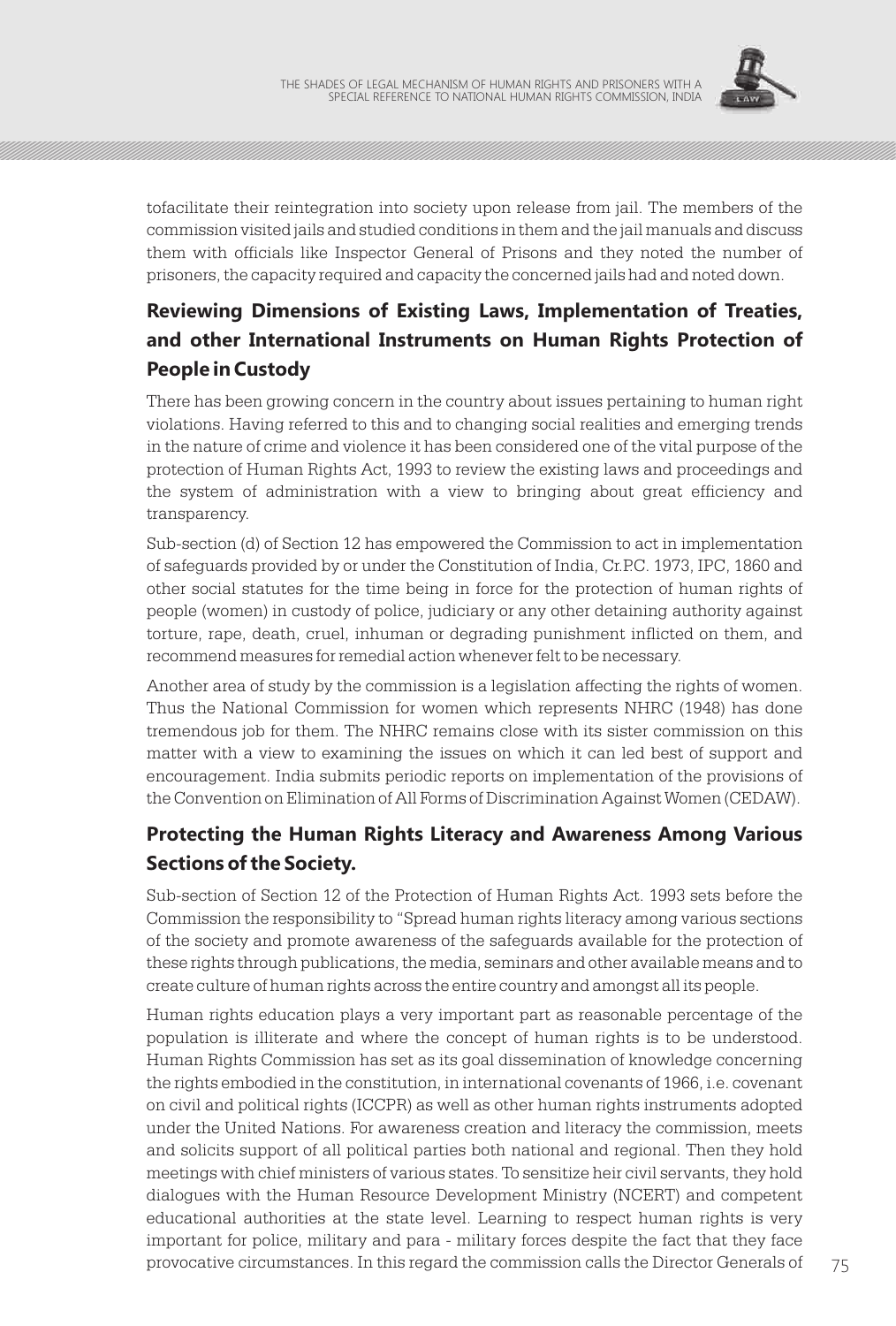tofacilitate their reintegration into society upon release from jail. The members of the commission visited jails and studied conditions in them and the jail manuals and discuss them with officials like Inspector General of Prisons and they noted the number of prisoners, the capacity required and capacity the concerned jails had and noted down.

## Reviewing Dimensions of Existing Laws, Implementation of Treaties, and other International Instruments on Human Rights Protection of People in Custody

There has been growing concern in the country about issues pertaining to human right violations. Having referred to this and to changing social realities and emerging trends in the nature of crime and violence it has been considered one of the vital purpose of the protection of Human Rights Act, 1993 to review the existing laws and proceedings and the system of administration with a view to bringing about great efficiency and transparency.

Sub-section (d) of Section 12 has empowered the Commission to act in implementation of safeguards provided by or under the Constitution of India, Cr.P.C. 1973, IPC, 1860 and other social statutes for the time being in force for the protection of human rights of people (women) in custody of police, judiciary or any other detaining authority against torture, rape, death, cruel, inhuman or degrading punishment inflicted on them, and recommend measures for remedial action whenever felt to be necessary.

Another area of study by the commission is a legislation affecting the rights of women. Thus the National Commission for women which represents NHRC (1948) has done tremendous job for them. The NHRC remains close with its sister commission on this matter with a view to examining the issues on which it can led best of support and encouragement. India submits periodic reports on implementation of the provisions of the Convention on Elimination of All Forms of Discrimination Against Women (CEDAW).

## Protecting the Human Rights Literacy and Awareness Among Various Sections of the Society.

Sub-section of Section 12 of the Protection of Human Rights Act. 1993 sets before the Commission the responsibility to "Spread human rights literacy among various sections of the society and promote awareness of the safeguards available for the protection of these rights through publications, the media, seminars and other available means and to create culture of human rights across the entire country and amongst all its people.

Human rights education plays a very important part as reasonable percentage of the population is illiterate and where the concept of human rights is to be understood. Human Rights Commission has set as its goal dissemination of knowledge concerning the rights embodied in the constitution, in international covenants of 1966, i.e. covenant on civil and political rights (ICCPR) as well as other human rights instruments adopted under the United Nations. For awareness creation and literacy the commission, meets and solicits support of all political parties both national and regional. Then they hold meetings with chief ministers of various states. To sensitize heir civil servants, they hold dialogues with the Human Resource Development Ministry (NCERT) and competent educational authorities at the state level. Learning to respect human rights is very important for police, military and para - military forces despite the fact that they face provocative circumstances. In this regard the commission calls the Director Generals of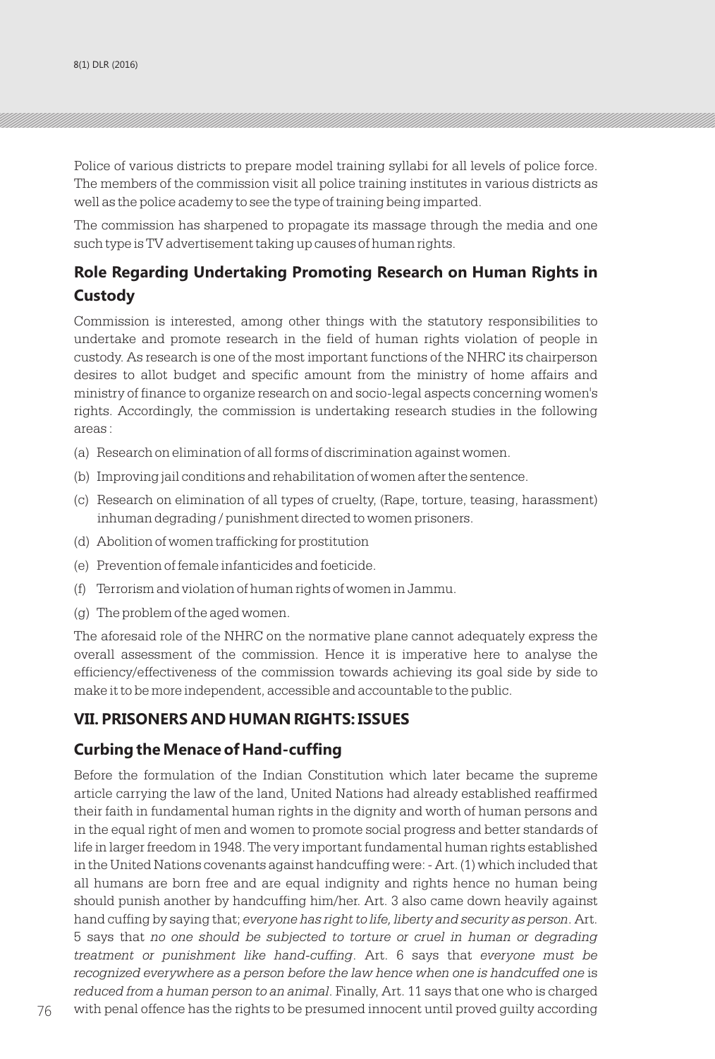Police of various districts to prepare model training syllabi for all levels of police force. The members of the commission visit all police training institutes in various districts as well as the police academy to see the type of training being imparted.

The commission has sharpened to propagate its massage through the media and one such type is TV advertisement taking up causes of human rights.

### Role Regarding Undertaking Promoting Research on Human Rights in Custody

Commission is interested, among other things with the statutory responsibilities to undertake and promote research in the field of human rights violation of people in custody. As research is one of the most important functions of the NHRC its chairperson desires to allot budget and specific amount from the ministry of home affairs and ministry of finance to organize research on and socio-legal aspects concerning women's rights. Accordingly, the commission is undertaking research studies in the following areas :

(a) Research on elimination of all forms of discrimination against women.

(b) Improving jail conditions and rehabilitation of women after the sentence.

(c) Research on elimination of all types of cruelty, (Rape, torture, teasing, harassment) inhuman degrading / punishment directed to women prisoners.

(d) Abolition of women trafficking for prostitution

(e) Prevention of female infanticides and foeticide.

(f) Terrorism and violation of human rights of women in Jammu.

(g) The problem of the aged women.

The aforesaid role of the NHRC on the normative plane cannot adequately express the overall assessment of the commission. Hence it is imperative here to analyse the efficiency/effectiveness of the commission towards achieving its goal side by side to make it to be more independent, accessible and accountable to the public.

## VII. PRISONERS AND HUMAN RIGHTS: ISSUES

### Curbing the Menace of Hand-cuffing

Before the formulation of the Indian Constitution which later became the supreme article carrying the law of the land, United Nations had already established reaffirmed their faith in fundamental human rights in the dignity and worth of human persons and in the equal right of men and women to promote social progress and better standards of life in larger freedom in 1948. The very important fundamental human rights established in the United Nations covenants against handcuffing were: - Art. (1) which included that all humans are born free and are equal indignity and rights hence no human being should punish another by handcuffing him/her. Art. 3 also came down heavily against hand cuffing by saying that; *everyone has right to life, liberty and security as person*. Art. 5 says that *no one should be subjected to torture or cruel in human or degrading treatment or punishment like hand-cuffing*. Art. 6 says that *everyone must be recognized everywhere as a person before the law hence when one is handcuffed one* is *reduced from a human person to an animal*. Finally, Art. 11 says that one who is charged with penal offence has the rights to be presumed innocent until proved guilty according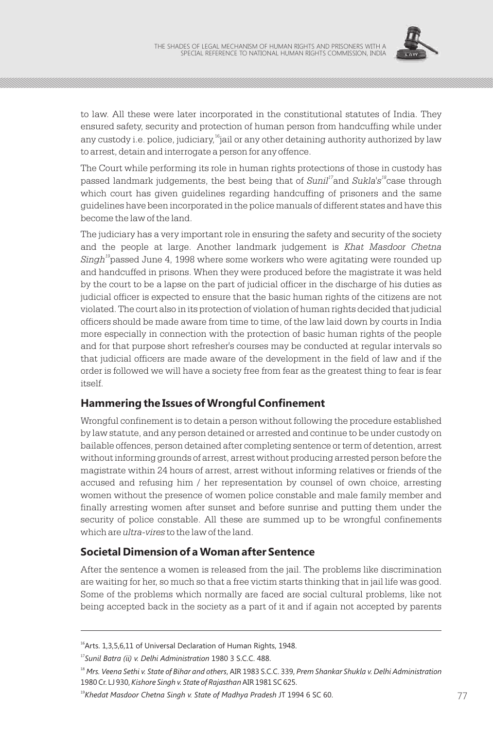to law. All these were later incorporated in the constitutional statutes of India. They ensured safety, security and protection of human person from handcuffing while under any custody i.e. police, judiciary,[16] jail or any other detaining authority authorized by law to arrest, detain and interrogate a person for any offence.

The Court while performing its role in human rights protections of those in custody has passed landmark judgements, the best being that of *Sunil*[17] and *Sukla's*[18] case through which court has given guidelines regarding handcuffing of prisoners and the same guidelines have been incorporated in the police manuals of different states and have this become the law of the land.

The judiciary has a very important role in ensuring the safety and security of the society and the people at large. Another landmark judgement is *Khat Masdoor Chetna Singh*[19] passed June 4, 1998 where some workers who were agitating were rounded up and handcuffed in prisons. When they were produced before the magistrate it was held by the court to be a lapse on the part of judicial officer in the discharge of his duties as judicial officer is expected to ensure that the basic human rights of the citizens are not violated. The court also in its protection of violation of human rights decided that judicial officers should be made aware from time to time, of the law laid down by courts in India more especially in connection with the protection of basic human rights of the people and for that purpose short refresher's courses may be conducted at regular intervals so that judicial officers are made aware of the development in the field of law and if the order is followed we will have a society free from fear as the greatest thing to fear is fear itself.

## Hammering the Issues of Wrongful Confinement

Wrongful confinement is to detain a person without following the procedure established by law statute, and any person detained or arrested and continue to be under custody on bailable offences, person detained after completing sentence or term of detention, arrest without informing grounds of arrest, arrest without producing arrested person before the magistrate within 24 hours of arrest, arrest without informing relatives or friends of the accused and refusing him / her representation by counsel of own choice, arresting women without the presence of women police constable and male family member and finally arresting women after sunset and before sunrise and putting them under the security of police constable. All these are summed up to be wrongful confinements which are *ultra-vires* to the law of the land.

## Societal Dimension of a Woman after Sentence

After the sentence a women is released from the jail. The problems like discrimination are waiting for her, so much so that a free victim starts thinking that in jail life was good. Some of the problems which normally are faced are social cultural problems, like not being accepted back in the society as a part of it and if again not accepted by parents

---

[16] Arts. 1,3,5,6,11 of Universal Declaration of Human Rights, 1948.

[17] *Sunil Batra (ii) v. Delhi Administration* 1980 3 S.C.C. 488.

[18] *Mrs. Veena Sethi v. State of Bihar and others*, AIR 1983 S.C.C. 339, *Prem Shankar Shukla v. Delhi Administration* 1980 Cr. LJ 930, *Kishore Singh v. State of Rajasthan* AIR 1981 SC 625.

[19] *Khedat Masdoor Chetna Singh v. State of Madhya Pradesh* JT 1994 6 SC 60.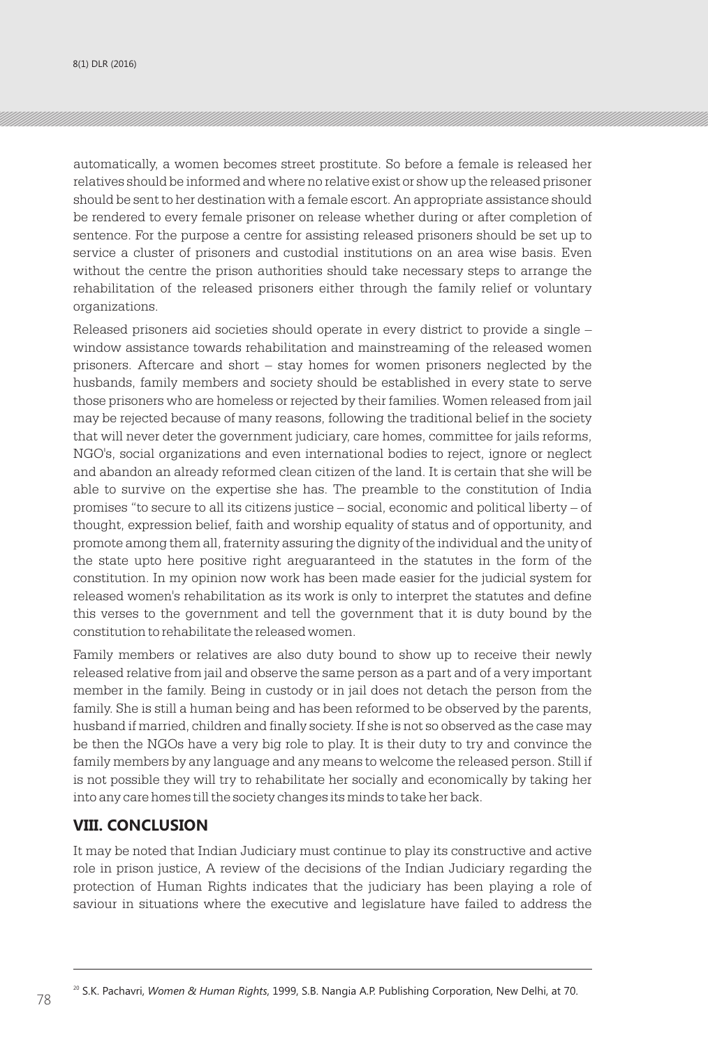automatically, a women becomes street prostitute. So before a female is released her relatives should be informed and where no relative exist or show up the released prisoner should be sent to her destination with a female escort. An appropriate assistance should be rendered to every female prisoner on release whether during or after completion of sentence. For the purpose a centre for assisting released prisoners should be set up to service a cluster of prisoners and custodial institutions on an area wise basis. Even without the centre the prison authorities should take necessary steps to arrange the rehabilitation of the released prisoners either through the family relief or voluntary organizations.

Released prisoners aid societies should operate in every district to provide a single – window assistance towards rehabilitation and mainstreaming of the released women prisoners. Aftercare and short – stay homes for women prisoners neglected by the husbands, family members and society should be established in every state to serve those prisoners who are homeless or rejected by their families. Women released from jail may be rejected because of many reasons, following the traditional belief in the society that will never deter the government judiciary, care homes, committee for jails reforms, NGO's, social organizations and even international bodies to reject, ignore or neglect and abandon an already reformed clean citizen of the land. It is certain that she will be able to survive on the expertise she has. The preamble to the constitution of India promises "to secure to all its citizens justice – social, economic and political liberty – of thought, expression belief, faith and worship equality of status and of opportunity, and promote among them all, fraternity assuring the dignity of the individual and the unity of the state upto here positive right areguaranteed in the statutes in the form of the constitution. In my opinion now work has been made easier for the judicial system for released women's rehabilitation as its work is only to interpret the statutes and define this verses to the government and tell the government that it is duty bound by the constitution to rehabilitate the released women.

Family members or relatives are also duty bound to show up to receive their newly released relative from jail and observe the same person as a part and of a very important member in the family. Being in custody or in jail does not detach the person from the family. She is still a human being and has been reformed to be observed by the parents, husband if married, children and finally society. If she is not so observed as the case may be then the NGOs have a very big role to play. It is their duty to try and convince the family members by any language and any means to welcome the released person. Still if is not possible they will try to rehabilitate her socially and economically by taking her into any care homes till the society changes its minds to take her back.

## VIII. CONCLUSION

It may be noted that Indian Judiciary must continue to play its constructive and active role in prison justice, A review of the decisions of the Indian Judiciary regarding the protection of Human Rights indicates that the judiciary has been playing a role of saviour in situations where the executive and legislature have failed to address the

[20] S.K. Pachavri, *Women & Human Rights*, 1999, S.B. Nangia A.P. Publishing Corporation, New Delhi, at 70.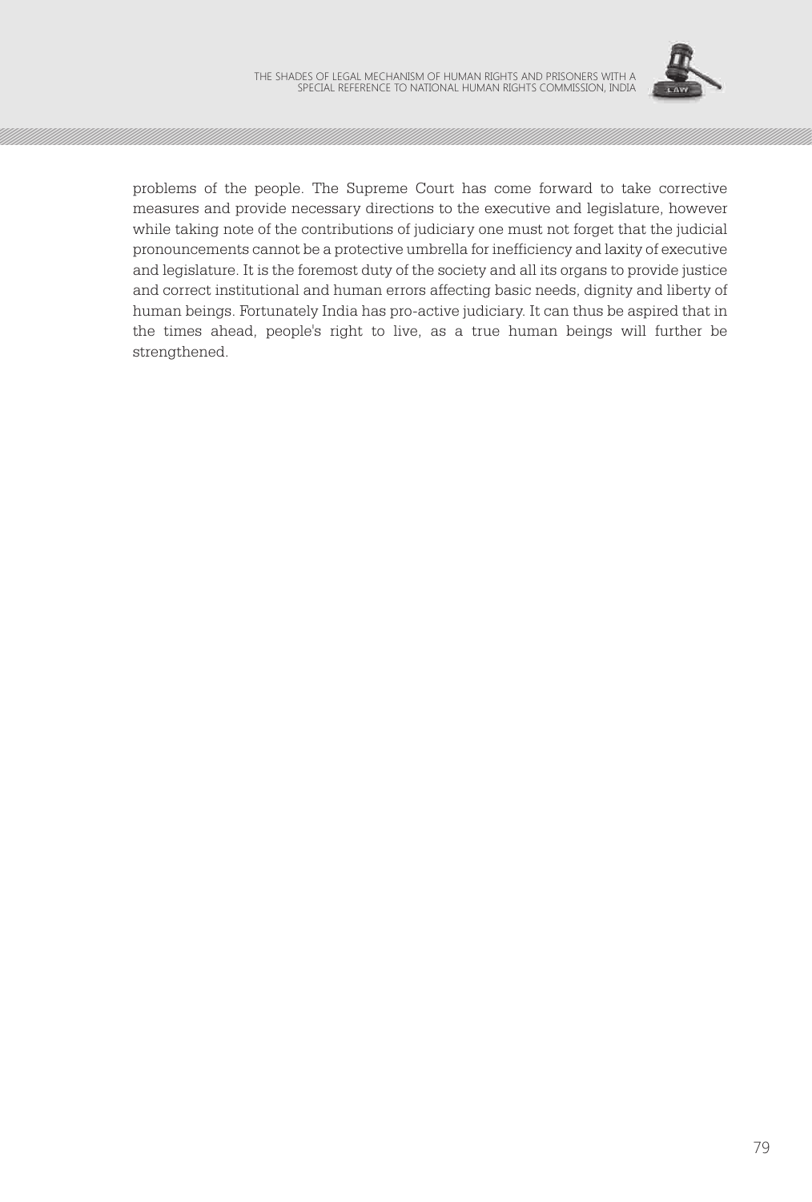problems of the people. The Supreme Court has come forward to take corrective measures and provide necessary directions to the executive and legislature, however while taking note of the contributions of judiciary one must not forget that the judicial pronouncements cannot be a protective umbrella for inefficiency and laxity of executive and legislature. It is the foremost duty of the society and all its organs to provide justice and correct institutional and human errors affecting basic needs, dignity and liberty of human beings. Fortunately India has pro-active judiciary. It can thus be aspired that in the times ahead, people's right to live, as a true human beings will further be strengthened.